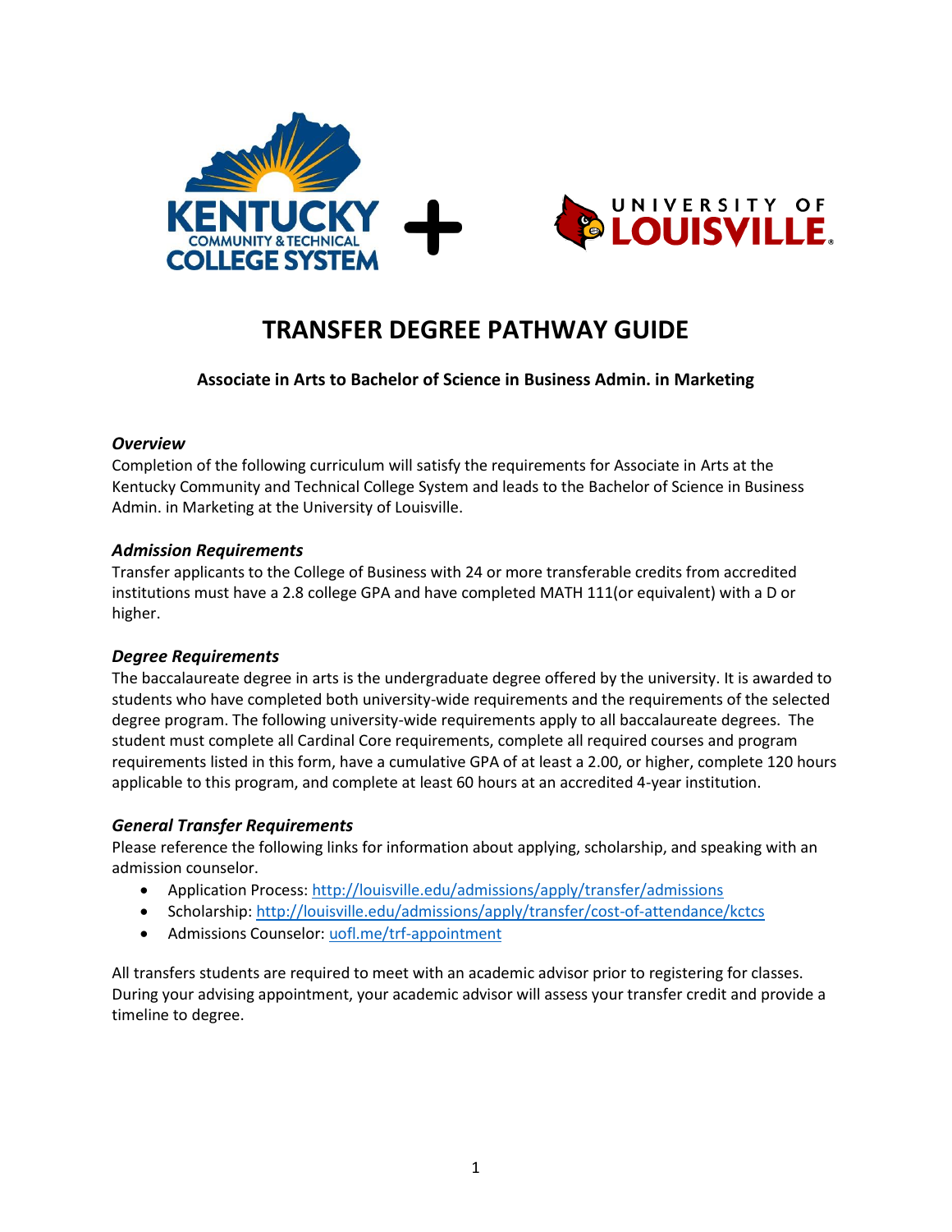# TRANSFER DEGREE PATHWAY GUIDE

**Associate in Arts to Bachelor of Science in Business Admin. in Marketing**

### *Overview*

Completion of the following curriculum will satisfy the requirements for Associate in Arts at the Kentucky Community and Technical College System and leads to the Bachelor of Science in Business Admin. in Marketing at the University of Louisville.

### *Admission Requirements*

Transfer applicants to the College of Business with 24 or more transferable credits from accredited institutions must have a 2.8 college GPA and have completed MATH 111(or equivalent) with a D or higher.

### *Degree Requirements*

The baccalaureate degree in arts is the undergraduate degree offered by the university. It is awarded to students who have completed both university-wide requirements and the requirements of the selected degree program. The following university-wide requirements apply to all baccalaureate degrees. The student must complete all Cardinal Core requirements, complete all required courses and program requirements listed in this form, have a cumulative GPA of at least a 2.00, or higher, complete 120 hours applicable to this program, and complete at least 60 hours at an accredited 4-year institution.

### *General Transfer Requirements*

Please reference the following links for information about applying, scholarship, and speaking with an admission counselor.

- Application Process: [http://louisville.edu/admissions/apply/transfer/admissions](http://louisville.edu/admissions/apply/transfer/admissions)
- Scholarship: [http://louisville.edu/admissions/apply/transfer/cost-of-attendance/kctcs](http://louisville.edu/admissions/apply/transfer/cost-of-attendance/kctcs)
- Admissions Counselor: [uofl.me/trf-appointment](uofl.me/trf-appointment)

All transfers students are required to meet with an academic advisor prior to registering for classes. During your advising appointment, your academic advisor will assess your transfer credit and provide a timeline to degree.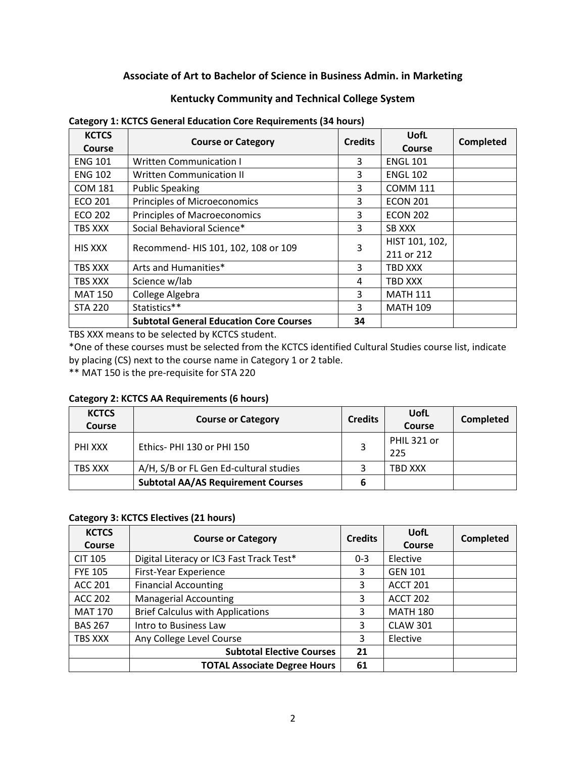## Associate of Art to Bachelor of Science in Business Admin. in Marketing

## Kentucky Community and Technical College System

**Category 1: KCTCS General Education Core Requirements (34 hours)**

| KCTCS Course | Course or Category | Credits | UofL Course | Completed |
|---|---|---|---|---|
| ENG 101 | Written Communication I | 3 | ENGL 101 | |
| ENG 102 | Written Communication II | 3 | ENGL 102 | |
| COM 181 | Public Speaking | 3 | COMM 111 | |
| ECO 201 | Principles of Microeconomics | 3 | ECON 201 | |
| ECO 202 | Principles of Macroeconomics | 3 | ECON 202 | |
| TBS XXX | Social Behavioral Science* | 3 | SB XXX | |
| HIS XXX | Recommend- HIS 101, 102, 108 or 109 | 3 | HIST 101, 102, 211 or 212 | |
| TBS XXX | Arts and Humanities* | 3 | TBD XXX | |
| TBS XXX | Science w/lab | 4 | TBD XXX | |
| MAT 150 | College Algebra | 3 | MATH 111 | |
| STA 220 | Statistics** | 3 | MATH 109 | |
| | **Subtotal General Education Core Courses** | **34** | | |

TBS XXX means to be selected by KCTCS student.

*One of these courses must be selected from the KCTCS identified Cultural Studies course list, indicate by placing (CS) next to the course name in Category 1 or 2 table.

** MAT 150 is the pre-requisite for STA 220

**Category 2: KCTCS AA Requirements (6 hours)**

| KCTCS Course | Course or Category | Credits | UofL Course | Completed |
|---|---|---|---|---|
| PHI XXX | Ethics- PHI 130 or PHI 150 | 3 | PHIL 321 or 225 | |
| TBS XXX | A/H, S/B or FL Gen Ed-cultural studies | 3 | TBD XXX | |
| | **Subtotal AA/AS Requirement Courses** | **6** | | |

**Category 3: KCTCS Electives (21 hours)**

| KCTCS Course | Course or Category | Credits | UofL Course | Completed |
|---|---|---|---|---|
| CIT 105 | Digital Literacy or IC3 Fast Track Test* | 0-3 | Elective | |
| FYE 105 | First-Year Experience | 3 | GEN 101 | |
| ACC 201 | Financial Accounting | 3 | ACCT 201 | |
| ACC 202 | Managerial Accounting | 3 | ACCT 202 | |
| MAT 170 | Brief Calculus with Applications | 3 | MATH 180 | |
| BAS 267 | Intro to Business Law | 3 | CLAW 301 | |
| TBS XXX | Any College Level Course | 3 | Elective | |
| | **Subtotal Elective Courses** | **21** | | |
| | **TOTAL Associate Degree Hours** | **61** | | |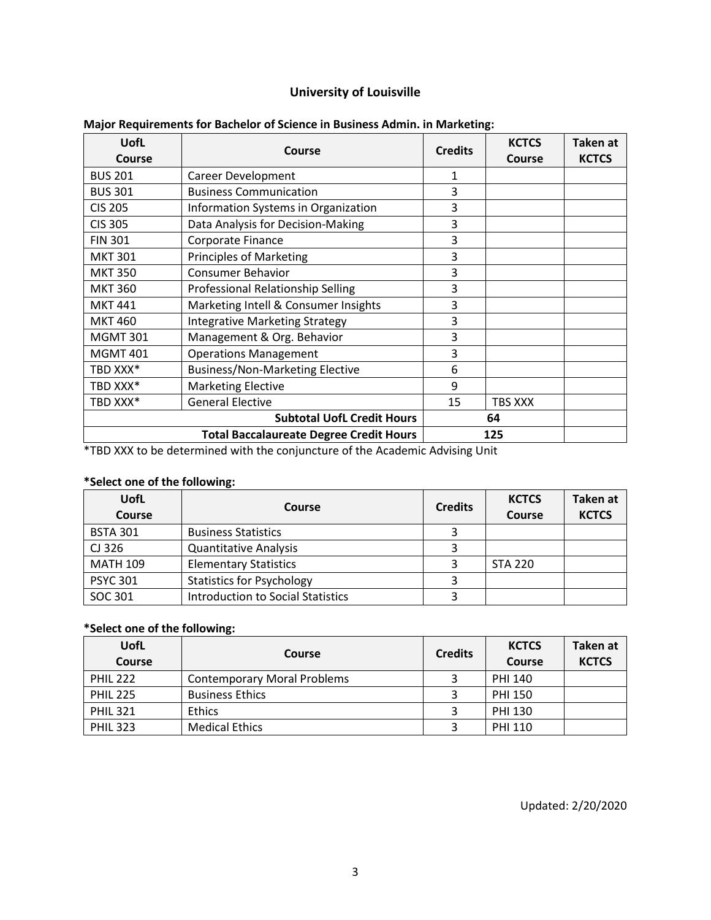## University of Louisville

**Major Requirements for Bachelor of Science in Business Admin. in Marketing:**

| UofL Course | Course | Credits | KCTCS Course | Taken at KCTCS |
|---|---|---|---|---|
| BUS 201 | Career Development | 1 | | |
| BUS 301 | Business Communication | 3 | | |
| CIS 205 | Information Systems in Organization | 3 | | |
| CIS 305 | Data Analysis for Decision-Making | 3 | | |
| FIN 301 | Corporate Finance | 3 | | |
| MKT 301 | Principles of Marketing | 3 | | |
| MKT 350 | Consumer Behavior | 3 | | |
| MKT 360 | Professional Relationship Selling | 3 | | |
| MKT 441 | Marketing Intell & Consumer Insights | 3 | | |
| MKT 460 | Integrative Marketing Strategy | 3 | | |
| MGMT 301 | Management & Org. Behavior | 3 | | |
| MGMT 401 | Operations Management | 3 | | |
| TBD XXX* | Business/Non-Marketing Elective | 6 | | |
| TBD XXX* | Marketing Elective | 9 | | |
| TBD XXX* | General Elective | 15 | TBS XXX | |
| | **Subtotal UofL Credit Hours** | **64** | | |
| | **Total Baccalaureate Degree Credit Hours** | **125** | | |

*TBD XXX to be determined with the conjuncture of the Academic Advising Unit

**\*Select one of the following:**

| UofL Course | Course | Credits | KCTCS Course | Taken at KCTCS |
|---|---|---|---|---|
| BSTA 301 | Business Statistics | 3 | | |
| CJ 326 | Quantitative Analysis | 3 | | |
| MATH 109 | Elementary Statistics | 3 | STA 220 | |
| PSYC 301 | Statistics for Psychology | 3 | | |
| SOC 301 | Introduction to Social Statistics | 3 | | |

**\*Select one of the following:**

| UofL Course | Course | Credits | KCTCS Course | Taken at KCTCS |
|---|---|---|---|---|
| PHIL 222 | Contemporary Moral Problems | 3 | PHI 140 | |
| PHIL 225 | Business Ethics | 3 | PHI 150 | |
| PHIL 321 | Ethics | 3 | PHI 130 | |
| PHIL 323 | Medical Ethics | 3 | PHI 110 | |

Updated: 2/20/2020